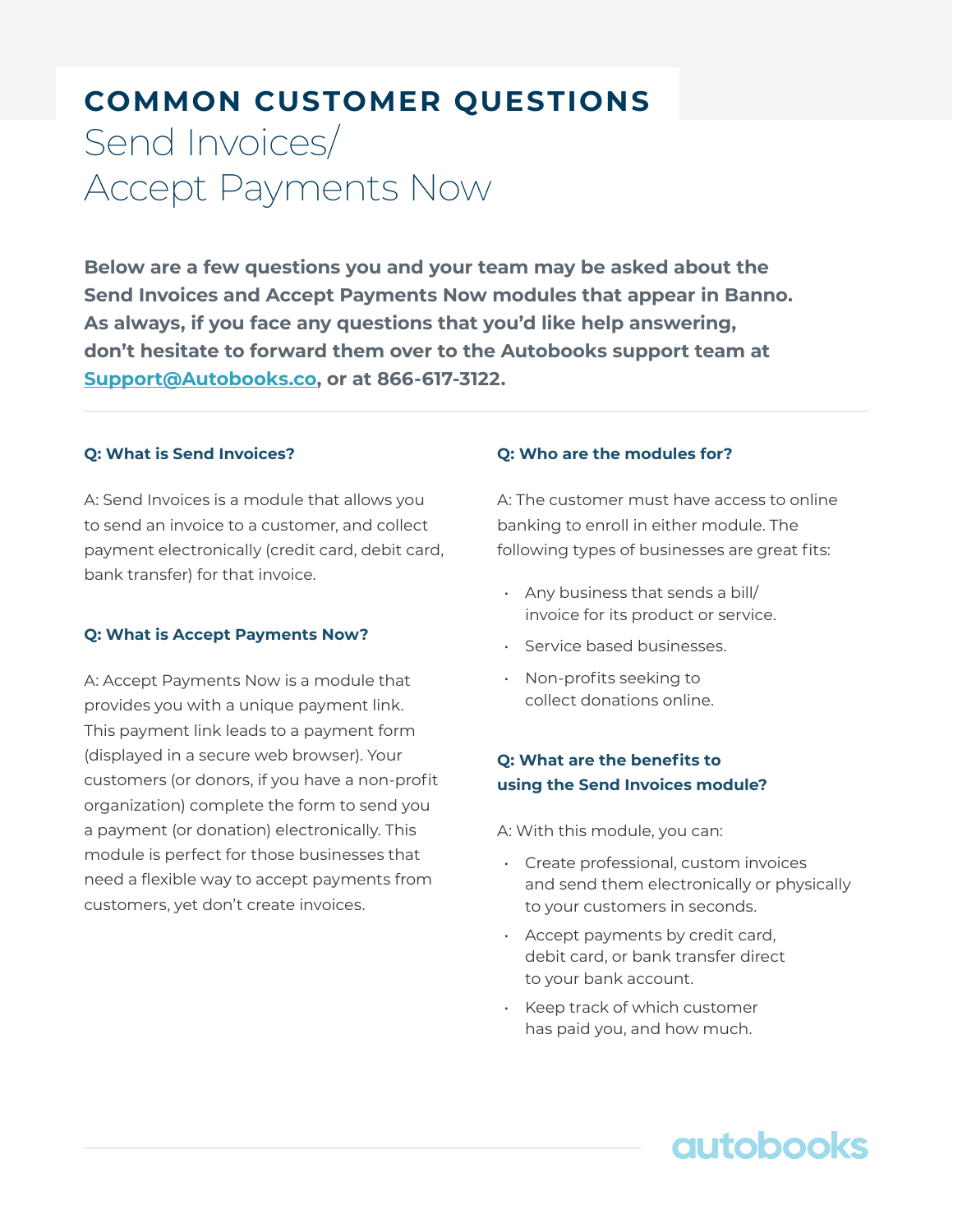# COMMON CUSTOMER QUESTIONS

## Send Invoices/ Accept Payments Now

**Below are a few questions you and your team may be asked about the Send Invoices and Accept Payments Now modules that appear in Banno. As always, if you face any questions that you'd like help answering, don't hesitate to forward them over to the Autobooks support team at Support@Autobooks.co, or at 866-617-3122.**

---

### Q: What is Send Invoices?

A: Send Invoices is a module that allows you to send an invoice to a customer, and collect payment electronically (credit card, debit card, bank transfer) for that invoice.

### Q: What is Accept Payments Now?

A: Accept Payments Now is a module that provides you with a unique payment link. This payment link leads to a payment form (displayed in a secure web browser). Your customers (or donors, if you have a non-profit organization) complete the form to send you a payment (or donation) electronically. This module is perfect for those businesses that need a flexible way to accept payments from customers, yet don't create invoices.

### Q: Who are the modules for?

A: The customer must have access to online banking to enroll in either module. The following types of businesses are great fits:

- Any business that sends a bill/ invoice for its product or service.
- Service based businesses.
- Non-profits seeking to collect donations online.

### Q: What are the benefits to using the Send Invoices module?

A: With this module, you can:

- Create professional, custom invoices and send them electronically or physically to your customers in seconds.
- Accept payments by credit card, debit card, or bank transfer direct to your bank account.
- Keep track of which customer has paid you, and how much.

autobooks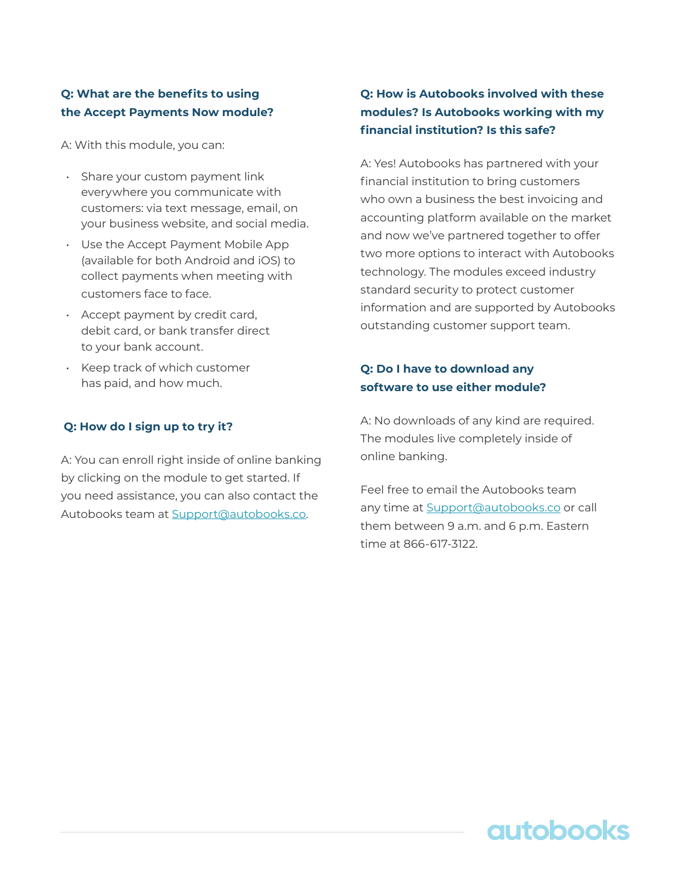**Q: What are the benefits to using the Accept Payments Now module?**

A: With this module, you can:

- Share your custom payment link everywhere you communicate with customers: via text message, email, on your business website, and social media.
- Use the Accept Payment Mobile App (available for both Android and iOS) to collect payments when meeting with customers face to face.
- Accept payment by credit card, debit card, or bank transfer direct to your bank account.
- Keep track of which customer has paid, and how much.

**Q: How do I sign up to try it?**

A: You can enroll right inside of online banking by clicking on the module to get started. If you need assistance, you can also contact the Autobooks team at Support@autobooks.co.

**Q: How is Autobooks involved with these modules? Is Autobooks working with my financial institution? Is this safe?**

A: Yes! Autobooks has partnered with your financial institution to bring customers who own a business the best invoicing and accounting platform available on the market and now we've partnered together to offer two more options to interact with Autobooks technology. The modules exceed industry standard security to protect customer information and are supported by Autobooks outstanding customer support team.

**Q: Do I have to download any software to use either module?**

A: No downloads of any kind are required. The modules live completely inside of online banking.

Feel free to email the Autobooks team any time at Support@autobooks.co or call them between 9 a.m. and 6 p.m. Eastern time at 866-617-3122.